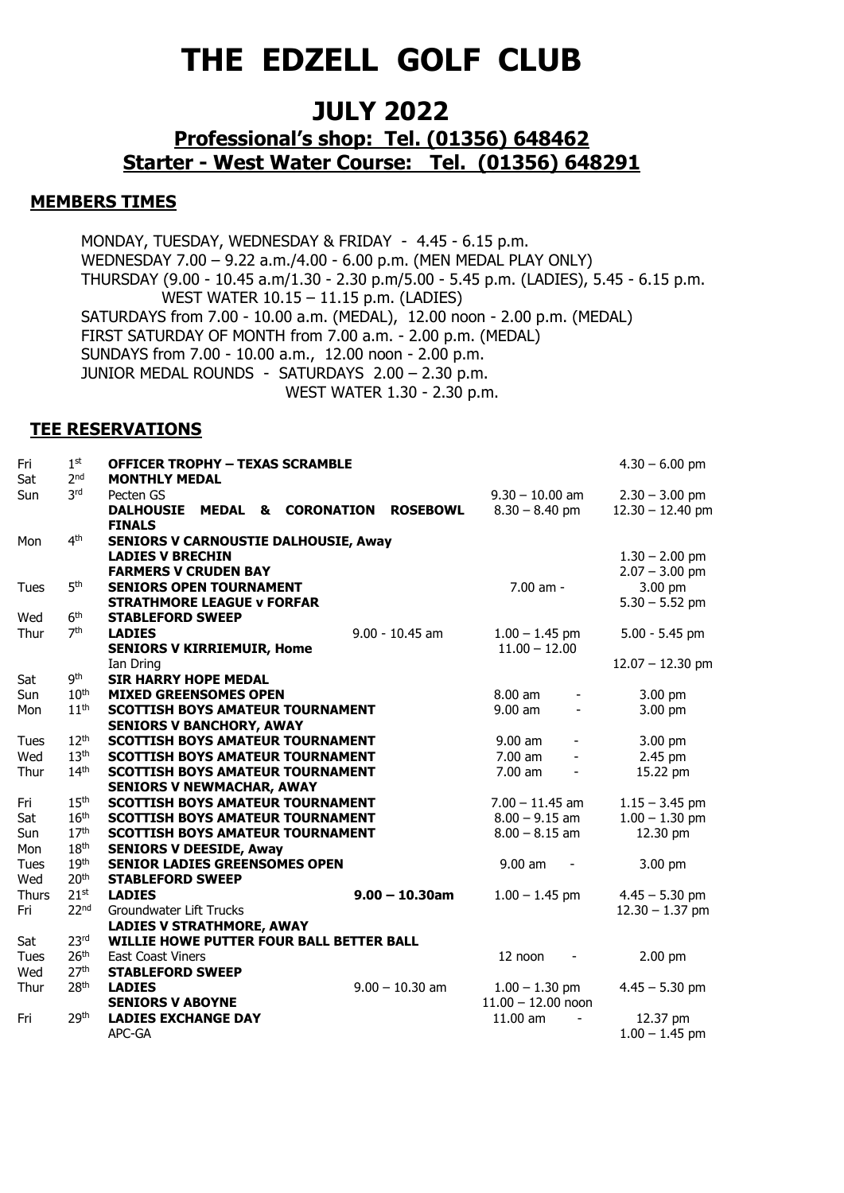# THE EDZELL GOLF CLUB

## JULY 2022

### Professional's shop: Tel. (01356) 648462
### Starter - West Water Course: Tel. (01356) 648291

#### MEMBERS TIMES

MONDAY, TUESDAY, WEDNESDAY & FRIDAY - 4.45 - 6.15 p.m.
WEDNESDAY 7.00 – 9.22 a.m./4.00 - 6.00 p.m. (MEN MEDAL PLAY ONLY)
THURSDAY (9.00 - 10.45 a.m/1.30 - 2.30 p.m/5.00 - 5.45 p.m. (LADIES), 5.45 - 6.15 p.m.
WEST WATER 10.15 – 11.15 p.m. (LADIES)
SATURDAYS from 7.00 - 10.00 a.m. (MEDAL), 12.00 noon - 2.00 p.m. (MEDAL)
FIRST SATURDAY OF MONTH from 7.00 a.m. - 2.00 p.m. (MEDAL)
SUNDAYS from 7.00 - 10.00 a.m., 12.00 noon - 2.00 p.m.
JUNIOR MEDAL ROUNDS - SATURDAYS 2.00 – 2.30 p.m.
WEST WATER 1.30 - 2.30 p.m.

#### TEE RESERVATIONS

| Day | Date | Event | | | |
|---|---|---|---|---|---|
| Fri | 1st | **OFFICER TROPHY – TEXAS SCRAMBLE** | | | 4.30 – 6.00 pm |
| Sat | 2nd | **MONTHLY MEDAL** | | | |
| Sun | 3rd | Pecten GS | | 9.30 – 10.00 am | 2.30 – 3.00 pm |
| | | **DALHOUSIE MEDAL & CORONATION ROSEBOWL FINALS** | | 8.30 – 8.40 pm | 12.30 – 12.40 pm |
| Mon | 4th | **SENIORS V CARNOUSTIE DALHOUSIE, Away** | | | |
| | | **LADIES V BRECHIN** | | | 1.30 – 2.00 pm |
| | | **FARMERS V CRUDEN BAY** | | | 2.07 – 3.00 pm |
| Tues | 5th | **SENIORS OPEN TOURNAMENT** | | 7.00 am - | 3.00 pm |
| | | **STRATHMORE LEAGUE v FORFAR** | | | 5.30 – 5.52 pm |
| Wed | 6th | **STABLEFORD SWEEP** | | | |
| Thur | 7th | **LADIES** | 9.00 - 10.45 am | 1.00 – 1.45 pm | 5.00 - 5.45 pm |
| | | **SENIORS V KIRRIEMUIR, Home** | | 11.00 – 12.00 | |
| | | Ian Dring | | | 12.07 – 12.30 pm |
| Sat | 9th | **SIR HARRY HOPE MEDAL** | | | |
| Sun | 10th | **MIXED GREENSOMES OPEN** | | 8.00 am - | 3.00 pm |
| Mon | 11th | **SCOTTISH BOYS AMATEUR TOURNAMENT** | | 9.00 am - | 3.00 pm |
| | | **SENIORS V BANCHORY, AWAY** | | | |
| Tues | 12th | **SCOTTISH BOYS AMATEUR TOURNAMENT** | | 9.00 am - | 3.00 pm |
| Wed | 13th | **SCOTTISH BOYS AMATEUR TOURNAMENT** | | 7.00 am - | 2.45 pm |
| Thur | 14th | **SCOTTISH BOYS AMATEUR TOURNAMENT** | | 7.00 am - | 15.22 pm |
| | | **SENIORS V NEWMACHAR, AWAY** | | | |
| Fri | 15th | **SCOTTISH BOYS AMATEUR TOURNAMENT** | | 7.00 – 11.45 am | 1.15 – 3.45 pm |
| Sat | 16th | **SCOTTISH BOYS AMATEUR TOURNAMENT** | | 8.00 – 9.15 am | 1.00 – 1.30 pm |
| Sun | 17th | **SCOTTISH BOYS AMATEUR TOURNAMENT** | | 8.00 – 8.15 am | 12.30 pm |
| Mon | 18th | **SENIORS V DEESIDE, Away** | | | |
| Tues | 19th | **SENIOR LADIES GREENSOMES OPEN** | | 9.00 am - | 3.00 pm |
| Wed | 20th | **STABLEFORD SWEEP** | | | |
| Thurs | 21st | **LADIES** | **9.00 – 10.30am** | 1.00 – 1.45 pm | 4.45 – 5.30 pm |
| Fri | 22nd | Groundwater Lift Trucks | | | 12.30 – 1.37 pm |
| | | **LADIES V STRATHMORE, AWAY** | | | |
| Sat | 23rd | **WILLIE HOWE PUTTER FOUR BALL BETTER BALL** | | | |
| Tues | 26th | East Coast Viners | | 12 noon - | 2.00 pm |
| Wed | 27th | **STABLEFORD SWEEP** | | | |
| Thur | 28th | **LADIES** | 9.00 – 10.30 am | 1.00 – 1.30 pm | 4.45 – 5.30 pm |
| | | **SENIORS V ABOYNE** | | 11.00 – 12.00 noon | |
| Fri | 29th | **LADIES EXCHANGE DAY** | | 11.00 am - | 12.37 pm |
| | | APC-GA | | | 1.00 – 1.45 pm |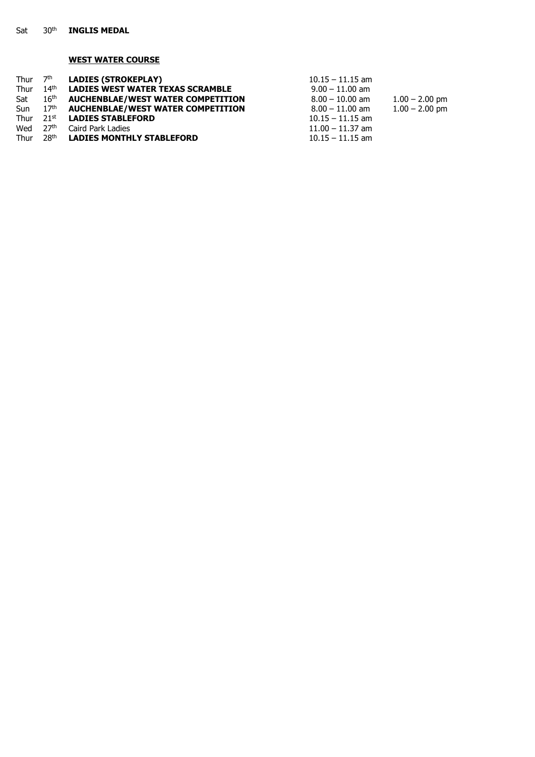Sat 30th **INGLIS MEDAL**

**WEST WATER COURSE**

| | | | | |
|---|---|---|---|---|
| Thur | 7th | **LADIES (STROKEPLAY)** | 10.15 – 11.15 am | |
| Thur | 14th | **LADIES WEST WATER TEXAS SCRAMBLE** | 9.00 – 11.00 am | |
| Sat | 16th | **AUCHENBLAE/WEST WATER COMPETITION** | 8.00 – 10.00 am | 1.00 – 2.00 pm |
| Sun | 17th | **AUCHENBLAE/WEST WATER COMPETITION** | 8.00 – 11.00 am | 1.00 – 2.00 pm |
| Thur | 21st | **LADIES STABLEFORD** | 10.15 – 11.15 am | |
| Wed | 27th | Caird Park Ladies | 11.00 – 11.37 am | |
| Thur | 28th | **LADIES MONTHLY STABLEFORD** | 10.15 – 11.15 am | |